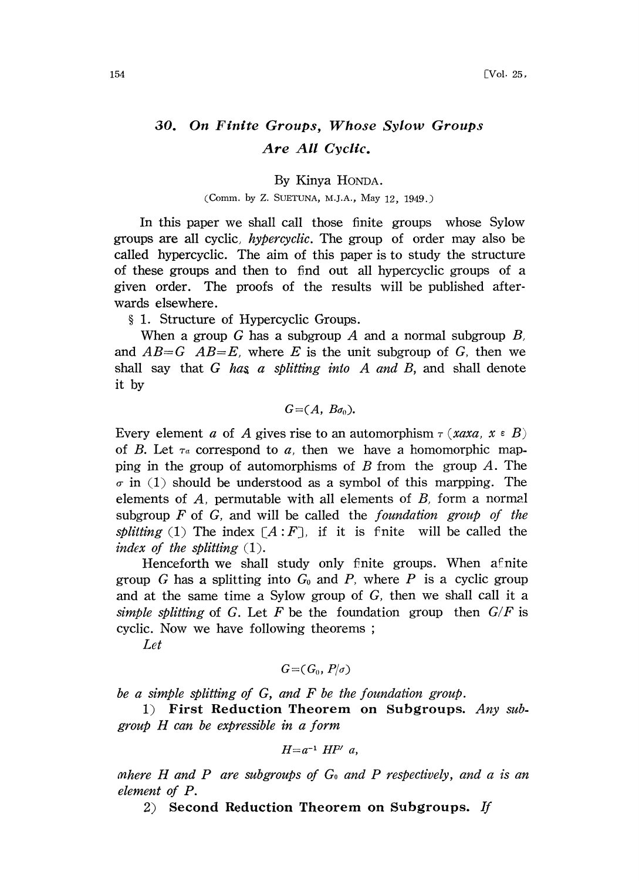# 30. On Finite Groups, Whose Sylow Groups Are All Cyclic.

By Kinya HONDA.

(Comm. by Z. SUETUNA, M.J.A., May 12, 1949.)

In this paper we shall call those finite groups whose Sylow groups are all cyclic, *hypercyclic*. The group of order may also be called hypercyclic. The aim of this paper is to study the structure of these groups and then to find out all hypercyclic groups of a given order. The proofs of the results will be published afterwards elsewhere.

§ 1. Structure of Hypercyclic Groups.

When a group $G$ has a subgroup $A$ and a normal subgroup $B$, and $AB=G$ $AB=E$, where $E$ is the unit subgroup of $G$, then we shall say that $G$ *has a splitting into* $A$ *and* $B$, and shall denote it by

$$G=(A,\ B\sigma_0).$$

Every element $a$ of $A$ gives rise to an automorphism $\tau$ ($xaxa$, $x \varepsilon B$) of $B$. Let $\tau_a$ correspond to $a$, then we have a homomorphic mapping in the group of automorphisms of $B$ from the group $A$. The $\sigma$ in (1) should be understood as a symbol of this marpping. The elements of $A$, permutable with all elements of $B$, form a normal subgroup $F$ of $G$, and will be called the *foundation group of the splitting* (1) The index $[A:F]$, if it is fnite will be called the *index of the splitting* (1).

Henceforth we shall study only finite groups. When afnite group $G$ has a splitting into $G_0$ and $P$, where $P$ is a cyclic group and at the same time a Sylow group of $G$, then we shall call it a *simple splitting* of $G$. Let $F$ be the foundation group then $G/F$ is cyclic. Now we have following theorems ;

*Let*

$$G=(G_0,\ P/\sigma)$$

*be a simple splitting of* $G$, *and* $F$ *be the foundation group.*

1) **First Reduction Theorem on Subgroups.** *Any subgroup* $H$ *can be expressible in a form*

$$H=a^{-1}\ HP'\ a,$$

*ωhere* $H$ *and* $P$ *are subgroups of* $G_0$ *and* $P$ *respectively, and* $a$ *is an element of* $P$.

2) **Second Reduction Theorem on Subgroups.** *If*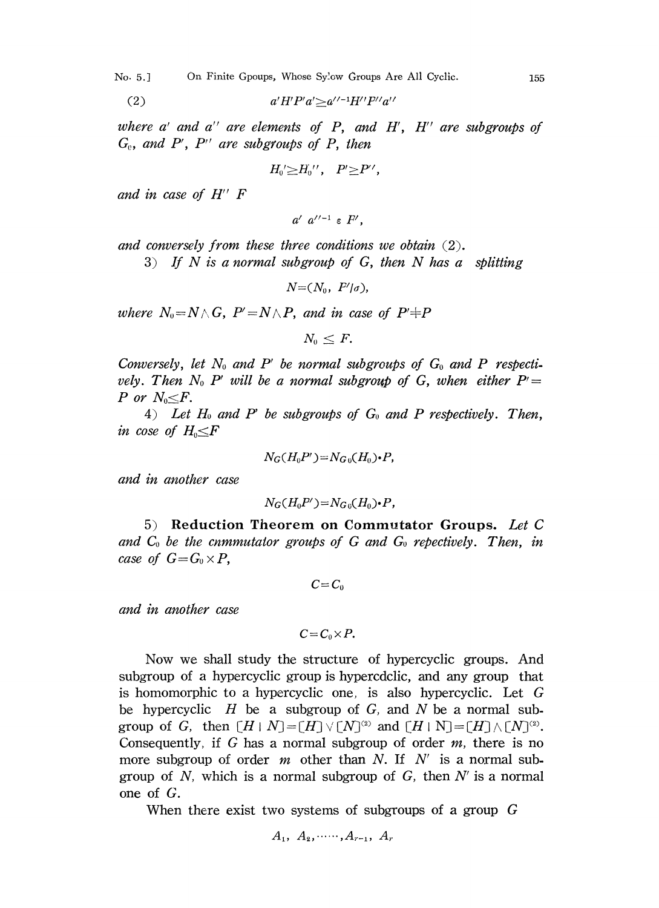(2) $$a'H'P'a' \geq a''^{-1}H''P''a''$$

*where $a'$ and $a''$ are elements of $P$, and $H'$, $H''$ are subgroups of $G_0$, and $P'$, $P''$ are subgroups of $P$, then*

$$H_0' \geq H_0'', \quad P' \geq P'',$$

*and in case of $H''$ $F$*

$$a' \, a''^{-1} \varepsilon \, F',$$

*and conversely from these three conditions we obtain* (2).

3) *If $N$ is a normal subgroup of $G$, then $N$ has a splitting*

$$N = (N_0, \, P'/\sigma),$$

*where $N_0 = N \wedge G$, $P' = N \wedge P$, and in case of $P' \neq P$*

$$N_0 \leq F.$$

*Conversely, let $N_0$ and $P'$ be normal subgroups of $G_0$ and $P$ respectively. Then $N_0$ $P'$ will be a normal subgroup of $G$, when either $P' = P$ or $N_0 \leq F$.*

4) *Let $H_0$ and $P'$ be subgroups of $G_0$ and $P$ respectively. Then, in cose of $H_0 \leq F$*

$$N_G(H_0P') = N_{G_0}(H_0) \cdot P,$$

*and in another case*

$$N_G(H_0P') = N_{G_0}(H_0) \cdot P,$$

5) **Reduction Theorem on Commutator Groups.** *Let $C$ and $C_0$ be the cnmmutator groups of $G$ and $G_0$ repectively. Then, in case of $G = G_0 \times P$,*

$$C = C_0$$

*and in another case*

$$C = C_0 \times P.$$

Now we shall study the structure of hypercyclic groups. And subgroup of a hypercyclic group is hypercdclic, and any group that is homomorphic to a hypercyclic one, is also hypercyclic. Let $G$ be hypercyclic $H$ be a subgroup of $G$, and $N$ be a normal subgroup of $G$, then $[H \mid N] = [H] \vee [N]^{(2)}$ and $[H \mid N] = [H] \wedge [N]^{(2)}$. Consequently, if $G$ has a normal subgroup of order $m$, there is no more subgroup of order $m$ other than $N$. If $N'$ is a normal subgroup of $N$, which is a normal subgroup of $G$, then $N'$ is a normal one of $G$.

When there exist two systems of subgroups of a group $G$

$$A_1, \, A_2, \cdots\cdots, A_{r-1}, \, A_r$$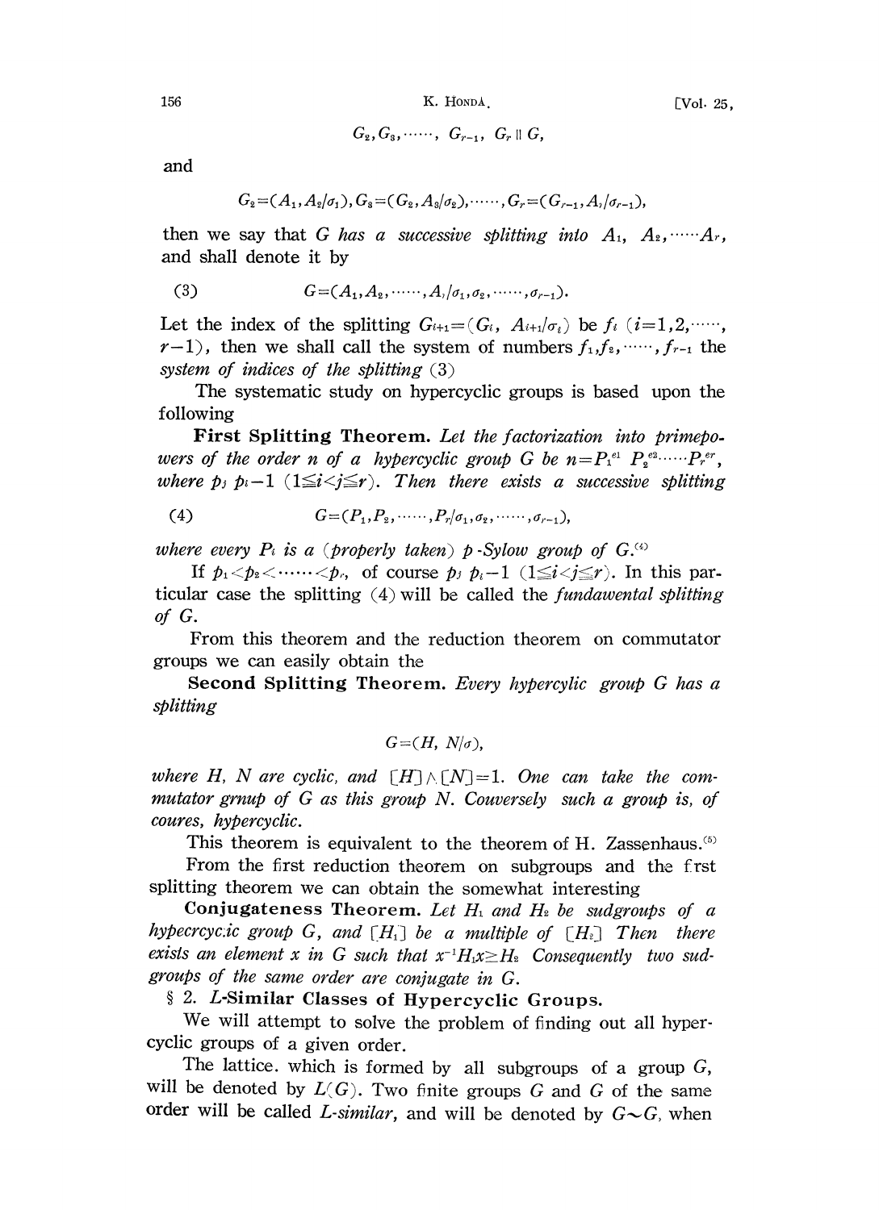$$G_2, G_3, \cdots\cdots, G_{r-1}, G_r \parallel G,$$

and

$$G_2=(A_1, A_2/\sigma_1), G_3=(G_2, A_3/\sigma_2), \cdots\cdots, G_r=(G_{r-1}, A_r/\sigma_{r-1}),$$

then we say that $G$ *has a successive splitting into* $A_1, A_2, \cdots\cdots A_r$, and shall denote it by

$$G=(A_1, A_2, \cdots\cdots, A_r/\sigma_1, \sigma_2, \cdots\cdots, \sigma_{r-1}). \tag{3}$$

Let the index of the splitting $G_{i+1}=(G_i, A_{i+1}/\sigma_i)$ be $f_i$ $(i=1,2,\cdots\cdots, r-1)$, then we shall call the system of numbers $f_1, f_2, \cdots\cdots, f_{r-1}$ the *system of indices of the splitting* (3)

The systematic study on hypercyclic groups is based upon the following

**First Splitting Theorem.** *Let the factorization into primepowers of the order $n$ of a hypercyclic group $G$ be $n=P_1^{e_1} P_2^{e_2} \cdots\cdots P_r^{e_r}$, where $p_j$ $p_i-1$ $(1 \leqq i < j \leqq r)$. Then there exists a successive splitting*

$$G=(P_1, P_2, \cdots\cdots, P_r/\sigma_1, \sigma_2, \cdots\cdots, \sigma_{r-1}), \tag{4}$$

*where every $P_i$ is a (properly taken) $p$-Sylow group of $G$.*[4]

If $p_1 < p_2 < \cdots\cdots < p_r$, of course $p_j$ $p_i-1$ $(1 \leqq i < j \leqq r)$. In this particular case the splitting (4) will be called the *fundawental splitting of* $G$.

From this theorem and the reduction theorem on commutator groups we can easily obtain the

**Second Splitting Theorem.** *Every hypercylic group $G$ has a splitting*

$$G=(H, N/\sigma),$$

*where $H$, $N$ are cyclic, and $[H] \wedge [N]=1$. One can take the commutator grnup of $G$ as this group $N$. Couversely such a group is, of coures, hypercyclic.*

This theorem is equivalent to the theorem of H. Zassenhaus.[5]

From the first reduction theorem on subgroups and the first splitting theorem we can obtain the somewhat interesting

**Conjugateness Theorem.** *Let $H_1$ and $H_2$ be sudgroups of a hypecrcyc.ic group $G$, and $[H_1]$ be a multiple of $[H_2]$ Then there exists an element $x$ in $G$ such that $x^{-1}H_1x \geq H_2$ Consequently two sudgroups of the same order are conjugate in $G$.*

## § 2. $L$-Similar Classes of Hypercyclic Groups.

We will attempt to solve the problem of finding out all hypercyclic groups of a given order.

The lattice. which is formed by all subgroups of a group $G$, will be denoted by $L(G)$. Two finite groups $G$ and $G$ of the same order will be called *$L$-similar*, and will be denoted by $G \sim G$, when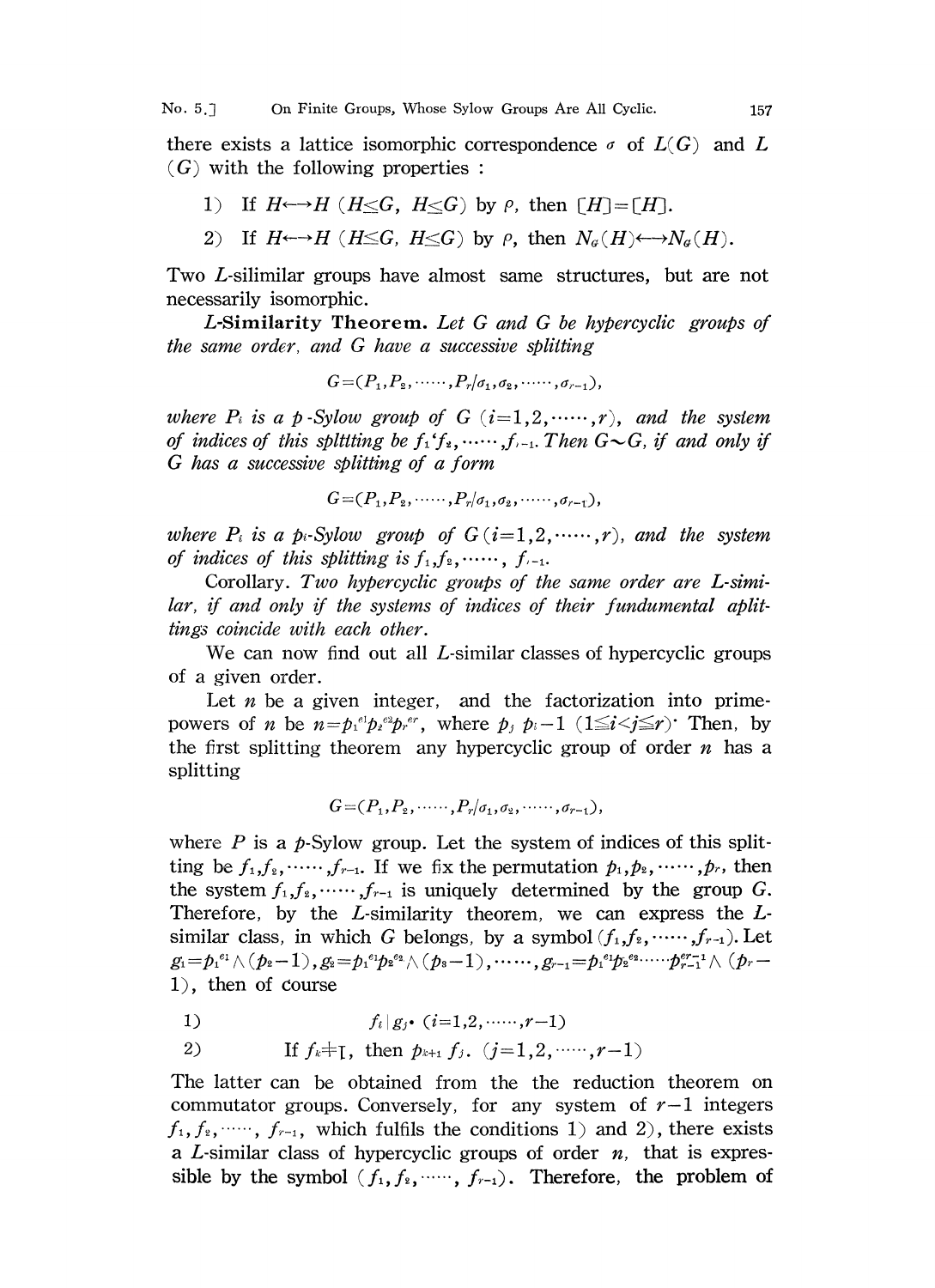there exists a lattice isomorphic correspondence $\sigma$ of $L(G)$ and $L(G)$ with the following properties :

1) If $H \longleftrightarrow H$ ($H \leq G$, $H \leq G$) by $\rho$, then $[H]=[H]$.

2) If $H \longleftrightarrow H$ ($H \leq G$, $H \leq G$) by $\rho$, then $N_G(H) \longleftrightarrow N_G(H)$.

Two $L$-silimilar groups have almost same structures, but are not necessarily isomorphic.

**L-Similarity Theorem.** *Let $G$ and $G$ be hypercyclic groups of the same order, and $G$ have a successive splitting*

$$G=(P_1, P_2, \cdots\cdots, P_r/\sigma_1, \sigma_2, \cdots\cdots, \sigma_{r-1}),$$

*where $P_i$ is a $p$-Sylow group of $G$ $(i=1,2,\cdots\cdots,r)$, and the system of indices of this splitting be $f_1 f_2, \cdots\cdots, f_{r-1}$. Then $G \sim G$, if and only if $G$ has a successive splitting of a form*

$$G=(P_1, P_2, \cdots\cdots, P_r/\sigma_1, \sigma_2, \cdots\cdots, \sigma_{r-1}),$$

*where $P_i$ is a $p_i$-Sylow group of $G$ $(i=1,2,\cdots\cdots,r)$, and the system of indices of this splitting is $f_1, f_2, \cdots\cdots, f_{r-1}$.*

Corollary. *Two hypercyclic groups of the same order are L-similar, if and only if the systems of indices of their fundumental aplittings coincide with each other.*

We can now find out all $L$-similar classes of hypercyclic groups of a given order.

Let $n$ be a given integer, and the factorization into prime-powers of $n$ be $n=p_1^{e_1} p_2^{e_2} p_r^{e_r}$, where $p_j \nmid p_i - 1$ $(1 \leqq i < j \leqq r)$. Then, by the first splitting theorem any hypercyclic group of order $n$ has a splitting

$$G=(P_1, P_2, \cdots\cdots, P_r/\sigma_1, \sigma_2, \cdots\cdots, \sigma_{r-1}),$$

where $P$ is a $p$-Sylow group. Let the system of indices of this splitting be $f_1, f_2, \cdots\cdots, f_{r-1}$. If we fix the permutation $p_1, p_2, \cdots\cdots, p_r$, then the system $f_1, f_2, \cdots\cdots, f_{r-1}$ is uniquely determined by the group $G$. Therefore, by the $L$-similarity theorem, we can express the $L$-similar class, in which $G$ belongs, by a symbol $(f_1, f_2, \cdots\cdots, f_{r-1})$. Let $g_1 = p_1^{e_1} \wedge (p_2 - 1)$, $g_2 = p_1^{e_1} p_2^{e_2} \wedge (p_3 - 1)$, $\cdots\cdots$, $g_{r-1} = p_1^{e_1} p_2^{e_2} \cdots\cdots p_{r-1}^{e_{r-1}} \wedge (p_r - 1)$, then of course

1) $\qquad f_i \mid g_j. \ (i=1,2,\cdots\cdots,r-1)$

2) $\qquad$ If $f_k \neq 1$, then $p_{k+1} \nmid f_j$. $(j=1,2,\cdots\cdots,r-1)$

The latter can be obtained from the the reduction theorem on commutator groups. Conversely, for any system of $r-1$ integers $f_1, f_2, \cdots\cdots, f_{r-1}$, which fulfils the conditions 1) and 2), there exists a $L$-similar class of hypercyclic groups of order $n$, that is expressible by the symbol $(f_1, f_2, \cdots\cdots, f_{r-1})$. Therefore, the problem of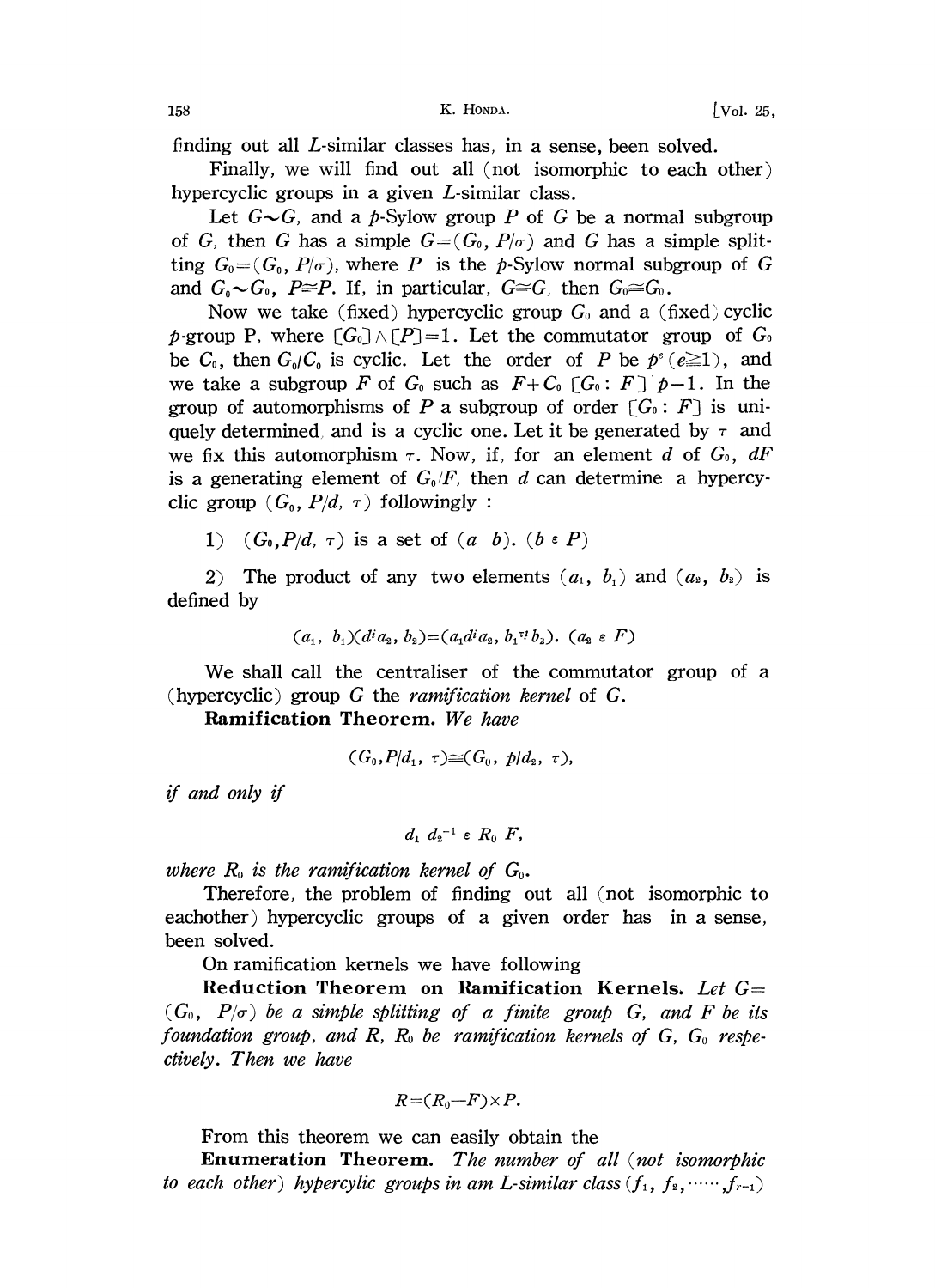finding out all $L$-similar classes has, in a sense, been solved.

Finally, we will find out all (not isomorphic to each other) hypercyclic groups in a given $L$-similar class.

Let $G \sim G$, and a $p$-Sylow group $P$ of $G$ be a normal subgroup of $G$, then $G$ has a simple $G=(G_0, P/\sigma)$ and $G$ has a simple splitting $G_0=(G_0, P/\sigma)$, where $P$ is the $p$-Sylow normal subgroup of $G$ and $G_0 \sim G_0$, $P \cong P$. If, in particular, $G \cong G$, then $G_0 \cong G_0$.

Now we take (fixed) hypercyclic group $G_0$ and a (fixed) cyclic $p$-group P, where $[G_0] \wedge [P]=1$. Let the commutator group of $G_0$ be $C_0$, then $G_0/C_0$ is cyclic. Let the order of $P$ be $p^e$ $(e \geqq 1)$, and we take a subgroup $F$ of $G_0$ such as $F+C_0$ $[G_0 : F] \mid p-1$. In the group of automorphisms of $P$ a subgroup of order $[G_0 : F]$ is uniquely determined and is a cyclic one. Let it be generated by $\tau$ and we fix this automorphism $\tau$. Now, if, for an element $d$ of $G_0$, $dF$ is a generating element of $G_0/F$, then $d$ can determine a hypercyclic group $(G_0, P/d, \tau)$ followingly :

1) $(G_0, P/d, \tau)$ is a set of $(a \ b)$. $(b \in P)$

2) The product of any two elements $(a_1, b_1)$ and $(a_2, b_2)$ is defined by

$$(a_1, b_1)(d^i a_2, b_2)=(a_1 d^i a_2, b_1^{\tau^i} b_2). \ (a_2 \in F)$$

We shall call the centraliser of the commutator group of a (hypercyclic) group $G$ the *ramification kernel* of $G$.

**Ramification Theorem.** *We have*

$$(G_0, P/d_1, \tau) \cong (G_0, p/d_2, \tau),$$

*if and only if*

$$d_1 \ d_2^{-1} \in R_0 \ F,$$

*where $R_0$ is the ramification kernel of $G_0$.*

Therefore, the problem of finding out all (not isomorphic to eachother) hypercyclic groups of a given order has in a sense, been solved.

On ramification kernels we have following

**Reduction Theorem on Ramification Kernels.** *Let $G=(G_0, P/\sigma)$ be a simple splitting of a finite group $G$, and $F$ be its foundation group, and $R$, $R_0$ be ramification kernels of $G$, $G_0$ respectively. Then we have*

$$R=(R_0-F) \times P.$$

From this theorem we can easily obtain the

**Enumeration Theorem.** *The number of all (not isomorphic to each other) hypercylic groups in am L-similar class $(f_1, f_2, \cdots\cdots, f_{r-1})$*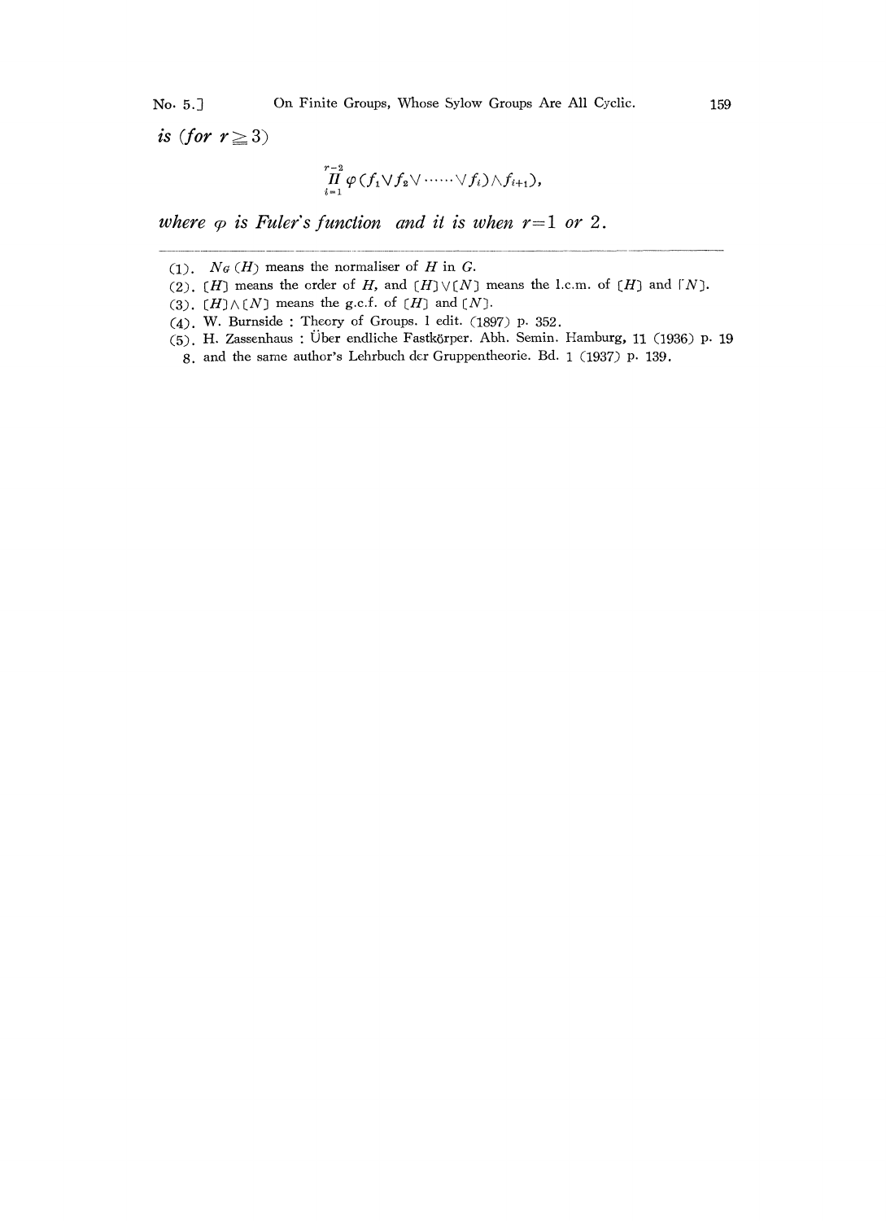*is (for $r \geqq 3$)*

$$\prod_{i=1}^{r-2} \varphi(f_1 \vee f_2 \vee \cdots\cdots \vee f_i) \wedge f_{i+1}),$$

*where $\varphi$ is Fuler's function and it is when $r=1$ or $2$.*

---

(1). $N_G(H)$ means the normaliser of $H$ in $G$.

(2). $[H]$ means the order of $H$, and $[H] \vee [N]$ means the l.c.m. of $[H]$ and $[N]$.

(3). $[H] \wedge [N]$ means the g.c.f. of $[H]$ and $[N]$.

(4). W. Burnside : Theory of Groups. I edit. (1897) p. 352.

(5). H. Zassenhaus : Über endliche Fastkörper. Abh. Semin. Hamburg, **11** (1936) p. 198. and the same author's Lehrbuch der Gruppentheorie. Bd. 1 (1937) p. 139.